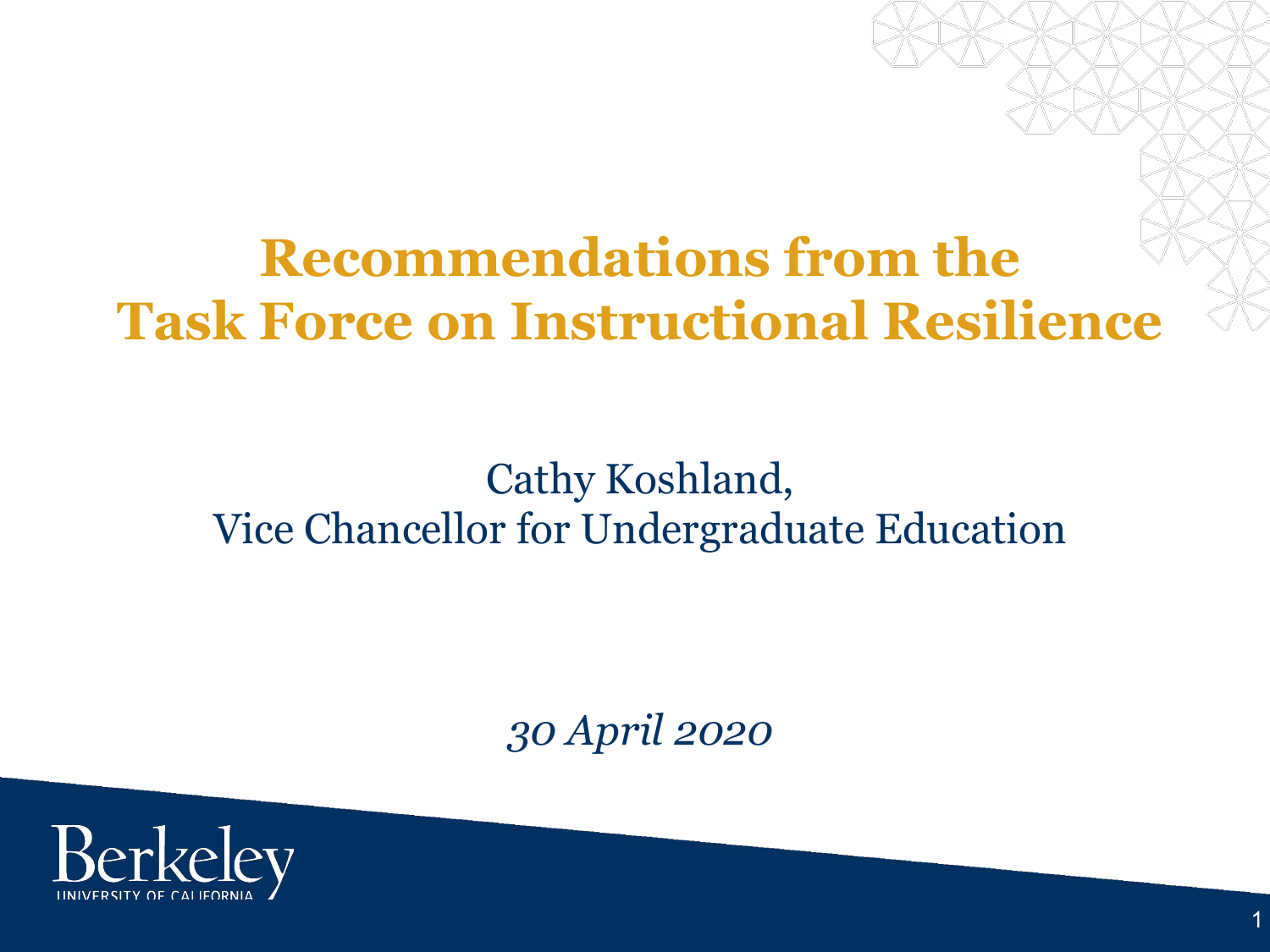# Recommendations from the Task Force on Instructional Resilience

Cathy Koshland,
Vice Chancellor for Undergraduate Education

*30 April 2020*

Berkeley
UNIVERSITY OF CALIFORNIA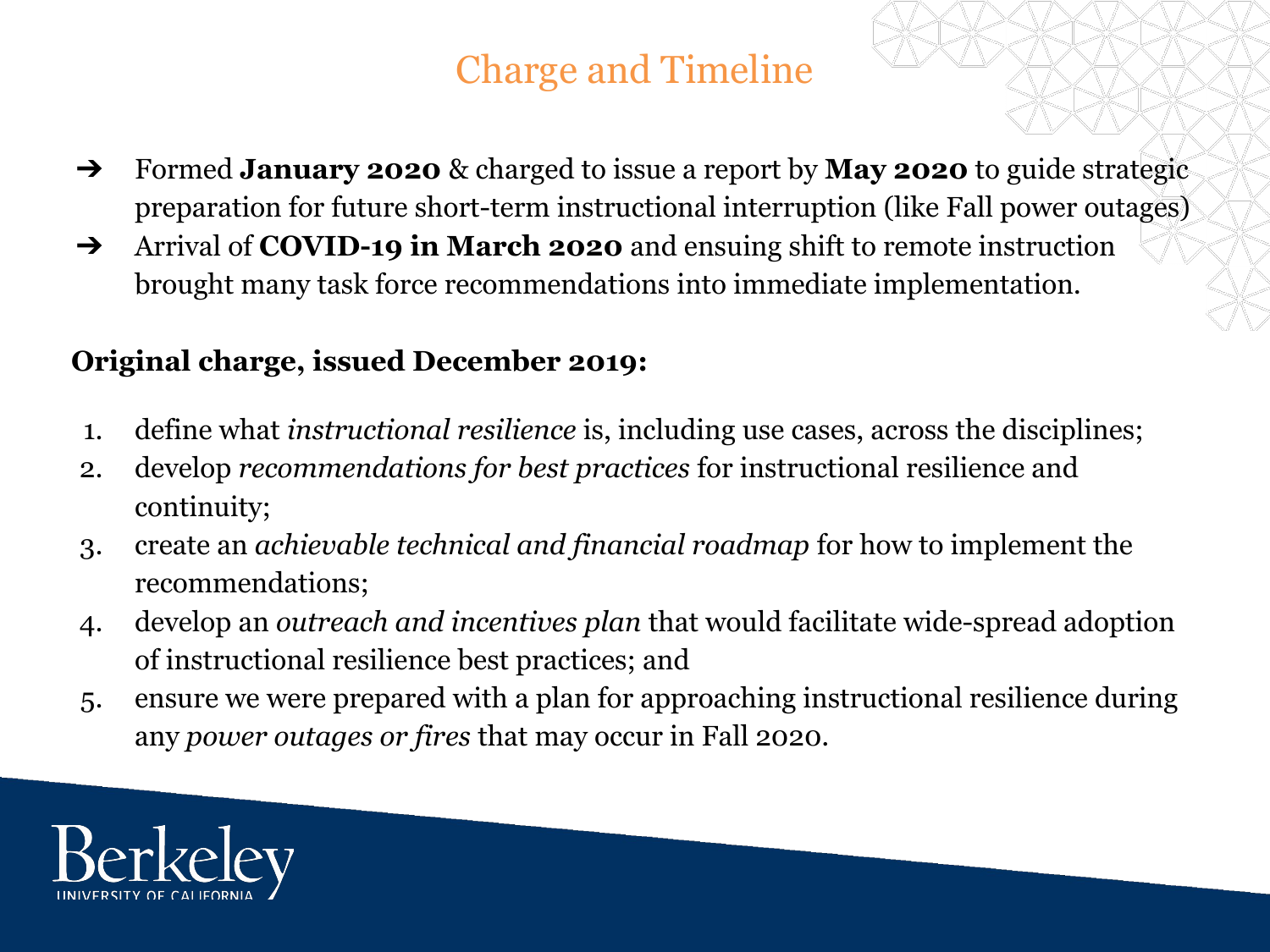# Charge and Timeline

- Formed **January 2020** & charged to issue a report by **May 2020** to guide strategic preparation for future short-term instructional interruption (like Fall power outages)
- Arrival of **COVID-19 in March 2020** and ensuing shift to remote instruction brought many task force recommendations into immediate implementation.

**Original charge, issued December 2019:**

1. define what *instructional resilience* is, including use cases, across the disciplines;
2. develop *recommendations for best practices* for instructional resilience and continuity;
3. create an *achievable technical and financial roadmap* for how to implement the recommendations;
4. develop an *outreach and incentives plan* that would facilitate wide-spread adoption of instructional resilience best practices; and
5. ensure we were prepared with a plan for approaching instructional resilience during any *power outages or fires* that may occur in Fall 2020.

Berkeley
UNIVERSITY OF CALIFORNIA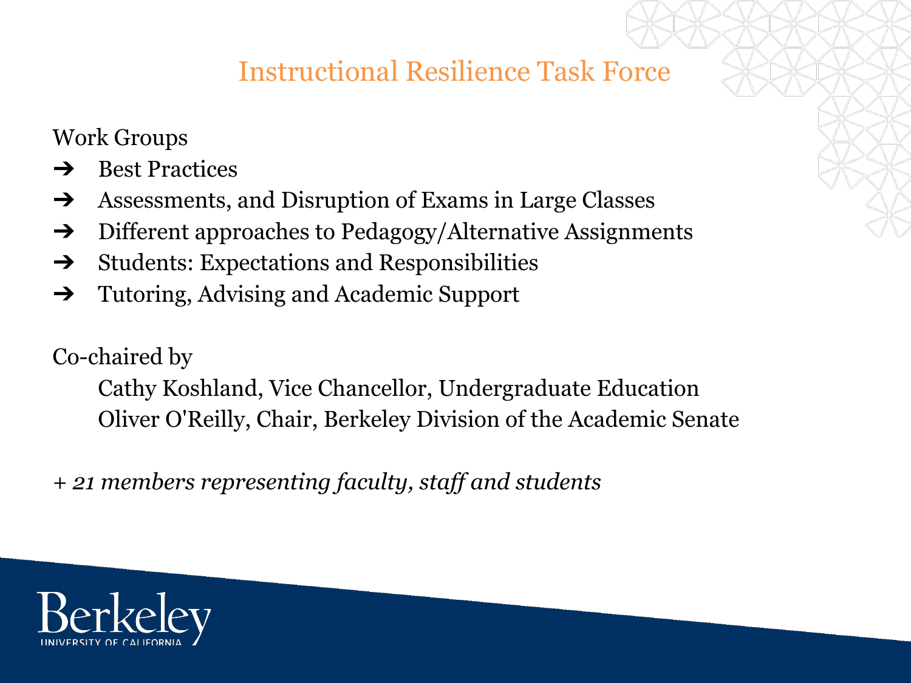# Instructional Resilience Task Force

Work Groups

- Best Practices
- Assessments, and Disruption of Exams in Large Classes
- Different approaches to Pedagogy/Alternative Assignments
- Students: Expectations and Responsibilities
- Tutoring, Advising and Academic Support

Co-chaired by

Cathy Koshland, Vice Chancellor, Undergraduate Education
Oliver O'Reilly, Chair, Berkeley Division of the Academic Senate

*+ 21 members representing faculty, staff and students*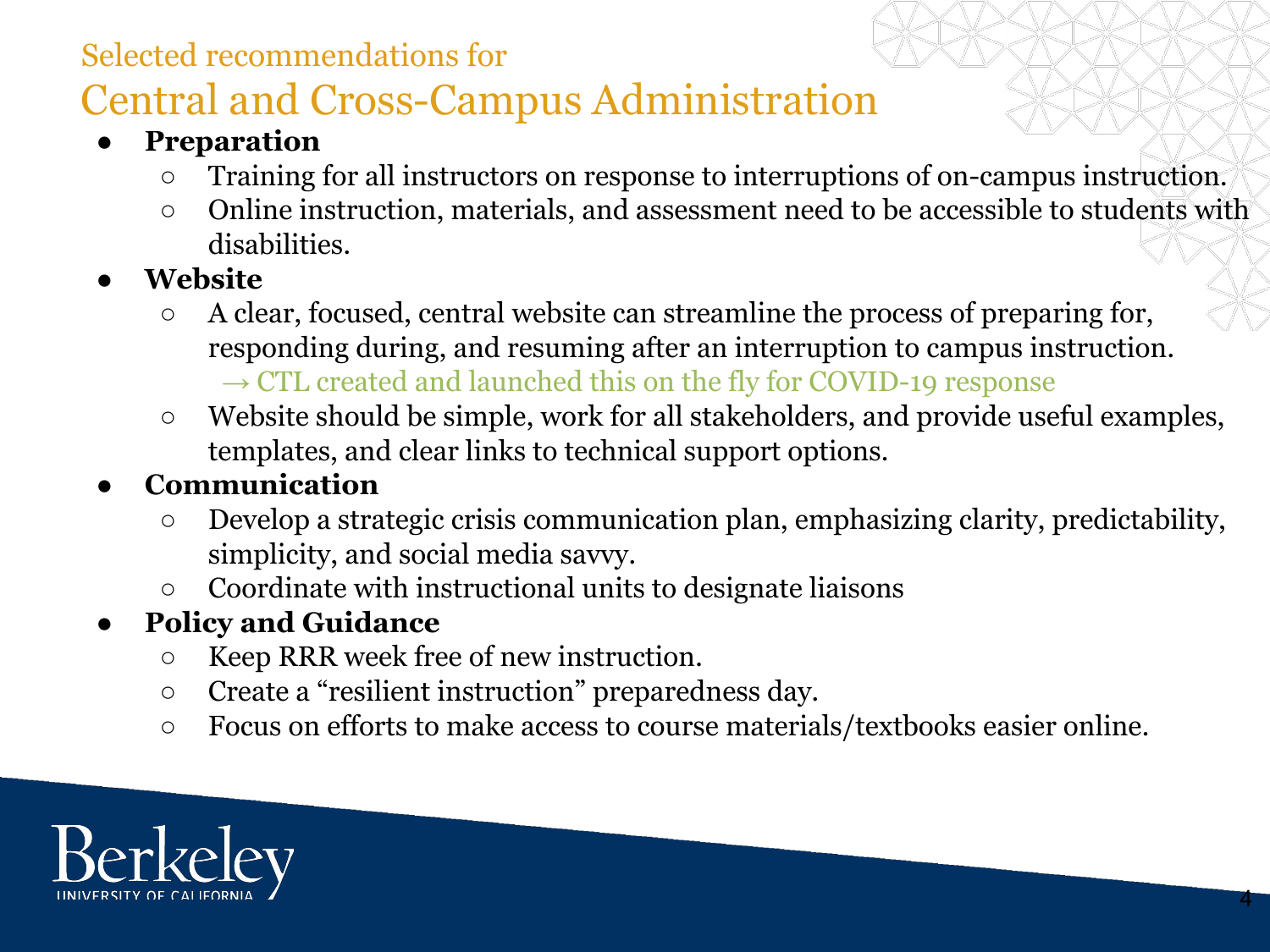Selected recommendations for

# Central and Cross-Campus Administration

- **Preparation**
  - Training for all instructors on response to interruptions of on-campus instruction.
  - Online instruction, materials, and assessment need to be accessible to students with disabilities.
- **Website**
  - A clear, focused, central website can streamline the process of preparing for, responding during, and resuming after an interruption to campus instruction.
    → CTL created and launched this on the fly for COVID-19 response
  - Website should be simple, work for all stakeholders, and provide useful examples, templates, and clear links to technical support options.
- **Communication**
  - Develop a strategic crisis communication plan, emphasizing clarity, predictability, simplicity, and social media savvy.
  - Coordinate with instructional units to designate liaisons
- **Policy and Guidance**
  - Keep RRR week free of new instruction.
  - Create a "resilient instruction" preparedness day.
  - Focus on efforts to make access to course materials/textbooks easier online.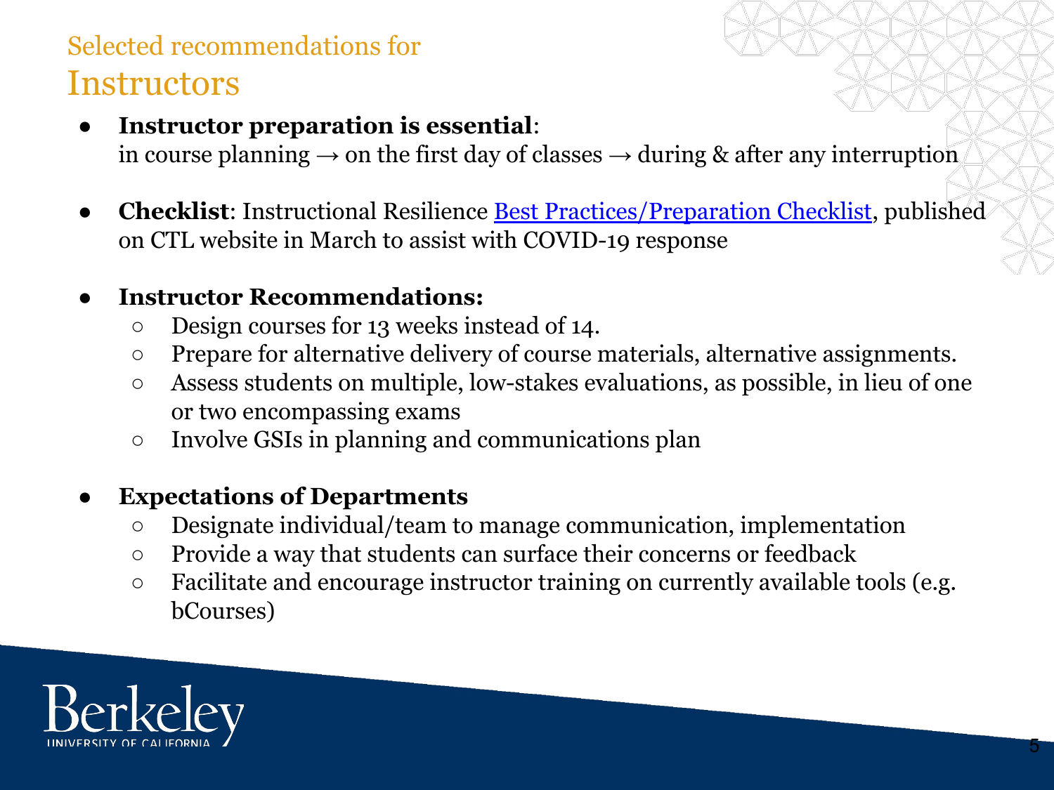Selected recommendations for

# Instructors

- **Instructor preparation is essential**:
  in course planning → on the first day of classes → during & after any interruption

- **Checklist**: Instructional Resilience Best Practices/Preparation Checklist, published on CTL website in March to assist with COVID-19 response

- **Instructor Recommendations:**
  - Design courses for 13 weeks instead of 14.
  - Prepare for alternative delivery of course materials, alternative assignments.
  - Assess students on multiple, low-stakes evaluations, as possible, in lieu of one or two encompassing exams
  - Involve GSIs in planning and communications plan

- **Expectations of Departments**
  - Designate individual/team to manage communication, implementation
  - Provide a way that students can surface their concerns or feedback
  - Facilitate and encourage instructor training on currently available tools (e.g. bCourses)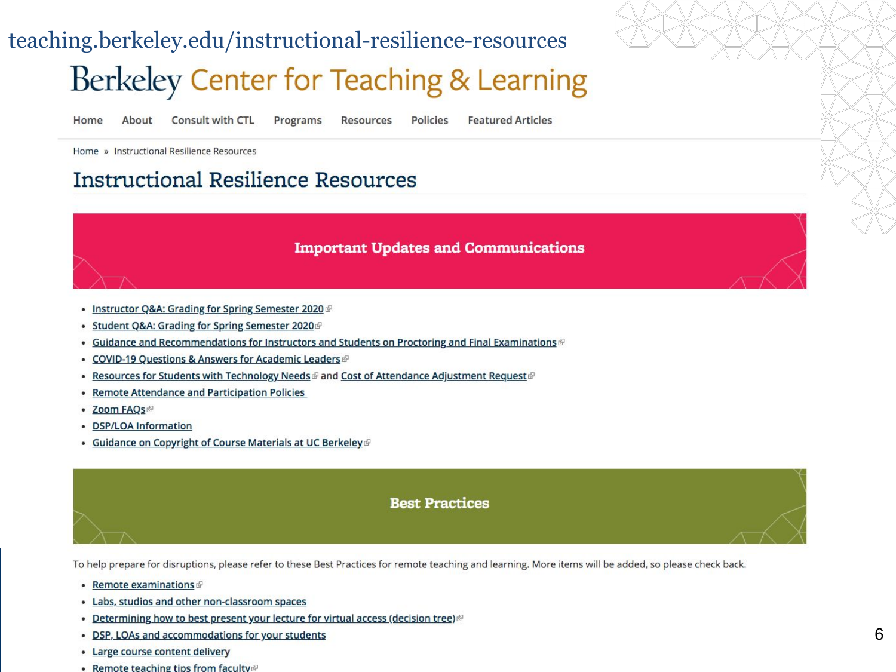teaching.berkeley.edu/instructional-resilience-resources

# Berkeley Center for Teaching & Learning

Home | About | Consult with CTL | Programs | Resources | Policies | Featured Articles

Home » Instructional Resilience Resources

## Instructional Resilience Resources

### Important Updates and Communications

- Instructor Q&A: Grading for Spring Semester 2020
- Student Q&A: Grading for Spring Semester 2020
- Guidance and Recommendations for Instructors and Students on Proctoring and Final Examinations
- COVID-19 Questions & Answers for Academic Leaders
- Resources for Students with Technology Needs and Cost of Attendance Adjustment Request
- Remote Attendance and Participation Policies
- Zoom FAQs
- DSP/LOA Information
- Guidance on Copyright of Course Materials at UC Berkeley

### Best Practices

To help prepare for disruptions, please refer to these Best Practices for remote teaching and learning. More items will be added, so please check back.

- Remote examinations
- Labs, studios and other non-classroom spaces
- Determining how to best present your lecture for virtual access (decision tree)
- DSP, LOAs and accommodations for your students
- Large course content delivery
- Remote teaching tips from faculty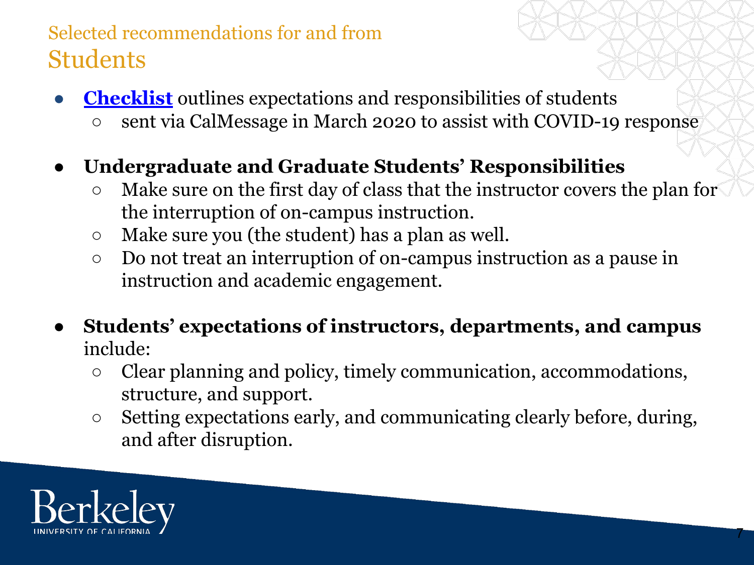## Selected recommendations for and from

# Students

- **Checklist** outlines expectations and responsibilities of students
  - sent via CalMessage in March 2020 to assist with COVID-19 response

- **Undergraduate and Graduate Students' Responsibilities**
  - Make sure on the first day of class that the instructor covers the plan for the interruption of on-campus instruction.
  - Make sure you (the student) has a plan as well.
  - Do not treat an interruption of on-campus instruction as a pause in instruction and academic engagement.

- **Students' expectations of instructors, departments, and campus** include:
  - Clear planning and policy, timely communication, accommodations, structure, and support.
  - Setting expectations early, and communicating clearly before, during, and after disruption.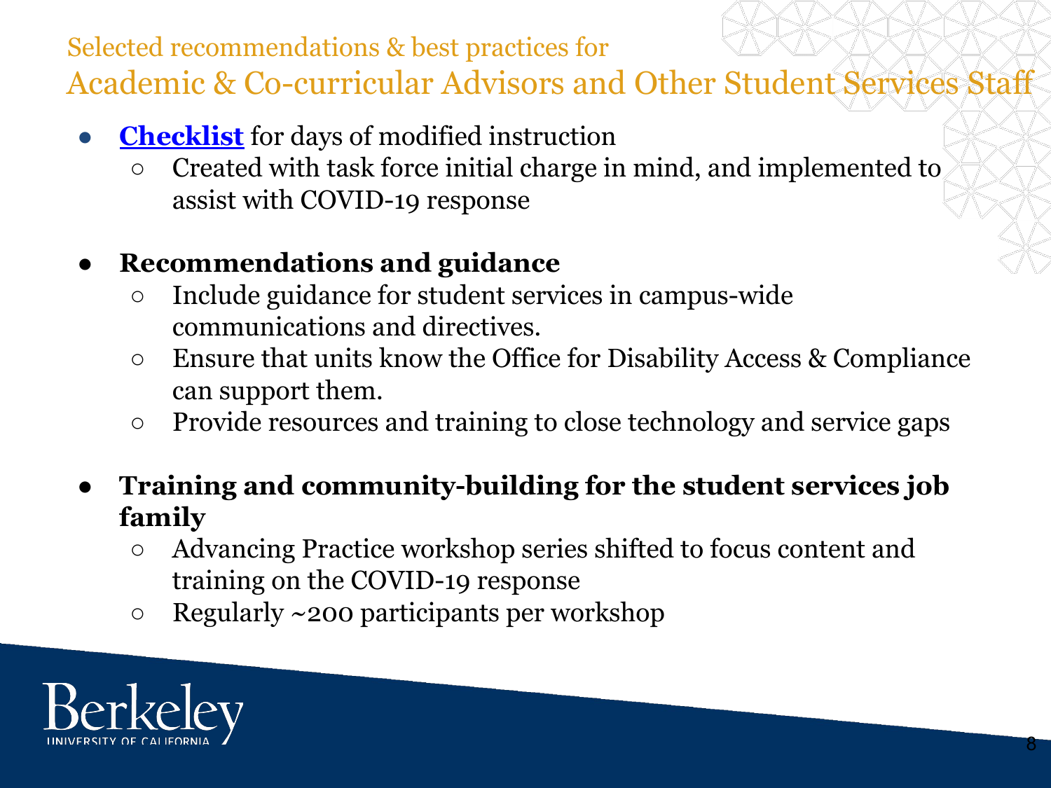Selected recommendations & best practices for

## Academic & Co-curricular Advisors and Other Student Services Staff

- **Checklist** for days of modified instruction
  - Created with task force initial charge in mind, and implemented to assist with COVID-19 response
- **Recommendations and guidance**
  - Include guidance for student services in campus-wide communications and directives.
  - Ensure that units know the Office for Disability Access & Compliance can support them.
  - Provide resources and training to close technology and service gaps
- **Training and community-building for the student services job family**
  - Advancing Practice workshop series shifted to focus content and training on the COVID-19 response
  - Regularly ~200 participants per workshop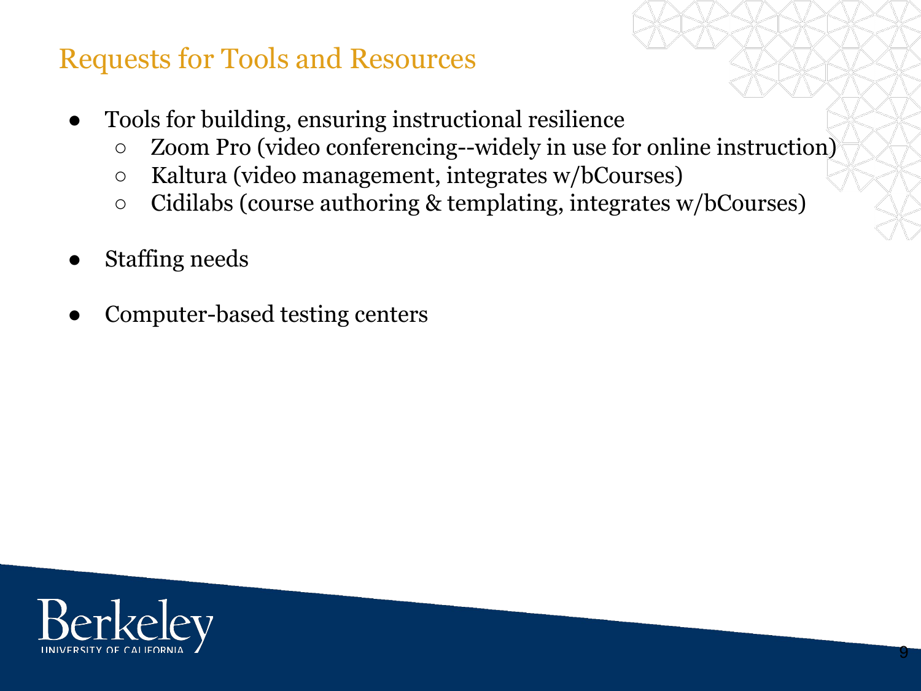## Requests for Tools and Resources

- Tools for building, ensuring instructional resilience
  - Zoom Pro (video conferencing--widely in use for online instruction)
  - Kaltura (video management, integrates w/bCourses)
  - Cidilabs (course authoring & templating, integrates w/bCourses)
- Staffing needs
- Computer-based testing centers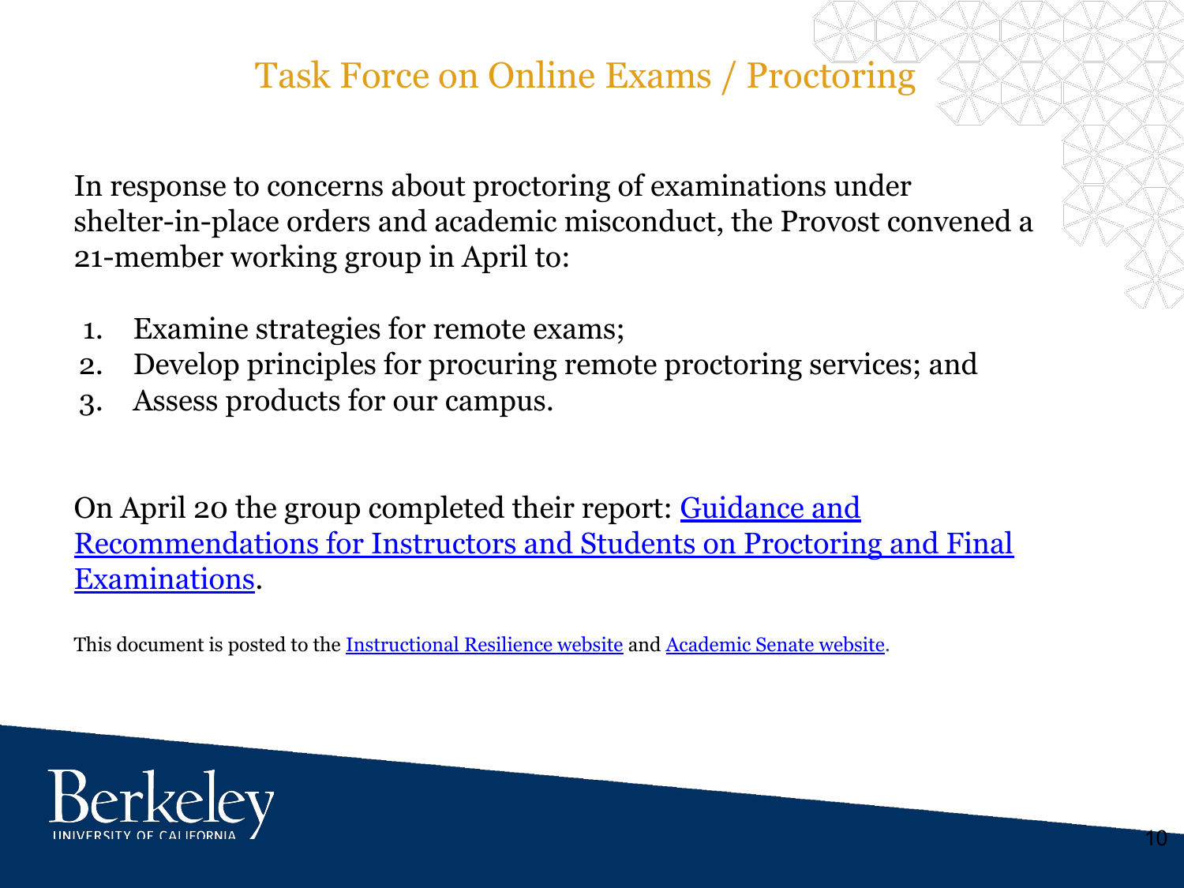# Task Force on Online Exams / Proctoring

In response to concerns about proctoring of examinations under shelter-in-place orders and academic misconduct, the Provost convened a 21-member working group in April to:

1. Examine strategies for remote exams;
2. Develop principles for procuring remote proctoring services; and
3. Assess products for our campus.

On April 20 the group completed their report: Guidance and Recommendations for Instructors and Students on Proctoring and Final Examinations.

This document is posted to the Instructional Resilience website and Academic Senate website.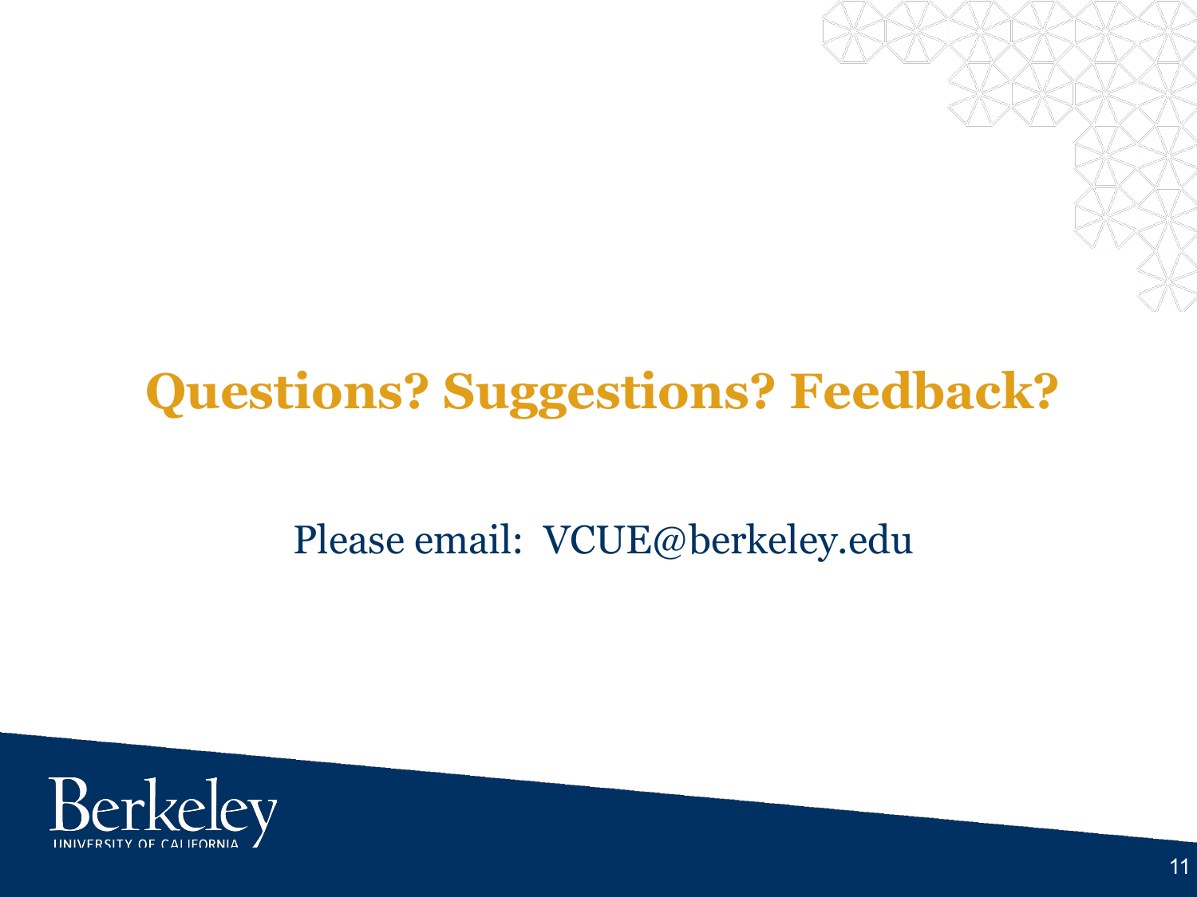# Questions? Suggestions? Feedback?

Please email: VCUE@berkeley.edu